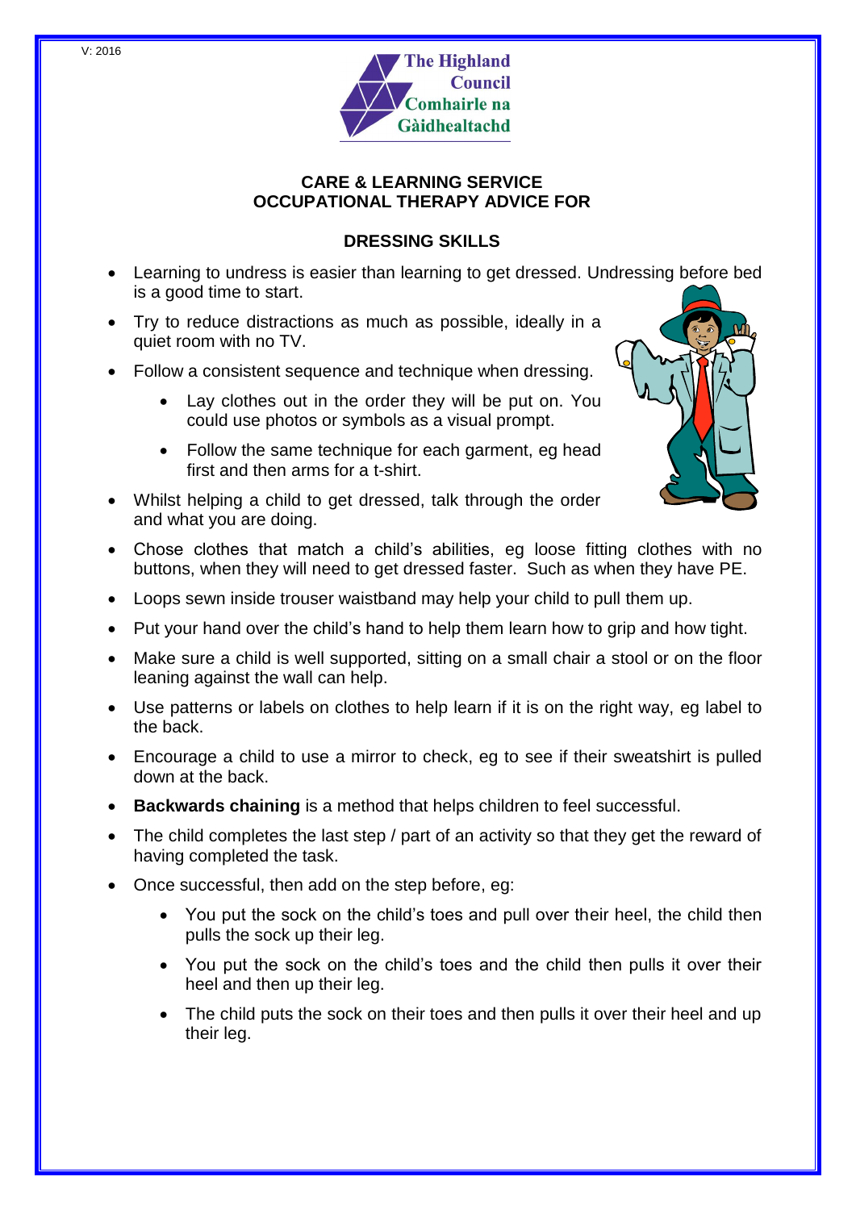V: 2016

The Highland Council
Comhairle na Gàidhealtachd

**CARE & LEARNING SERVICE**
**OCCUPATIONAL THERAPY ADVICE FOR**

## DRESSING SKILLS

- Learning to undress is easier than learning to get dressed. Undressing before bed is a good time to start.
- Try to reduce distractions as much as possible, ideally in a quiet room with no TV.
- Follow a consistent sequence and technique when dressing.
    - Lay clothes out in the order they will be put on. You could use photos or symbols as a visual prompt.
    - Follow the same technique for each garment, eg head first and then arms for a t-shirt.
- Whilst helping a child to get dressed, talk through the order and what you are doing.
- Chose clothes that match a child's abilities, eg loose fitting clothes with no buttons, when they will need to get dressed faster. Such as when they have PE.
- Loops sewn inside trouser waistband may help your child to pull them up.
- Put your hand over the child's hand to help them learn how to grip and how tight.
- Make sure a child is well supported, sitting on a small chair a stool or on the floor leaning against the wall can help.
- Use patterns or labels on clothes to help learn if it is on the right way, eg label to the back.
- Encourage a child to use a mirror to check, eg to see if their sweatshirt is pulled down at the back.
- **Backwards chaining** is a method that helps children to feel successful.
- The child completes the last step / part of an activity so that they get the reward of having completed the task.
- Once successful, then add on the step before, eg:
    - You put the sock on the child's toes and pull over their heel, the child then pulls the sock up their leg.
    - You put the sock on the child's toes and the child then pulls it over their heel and then up their leg.
    - The child puts the sock on their toes and then pulls it over their heel and up their leg.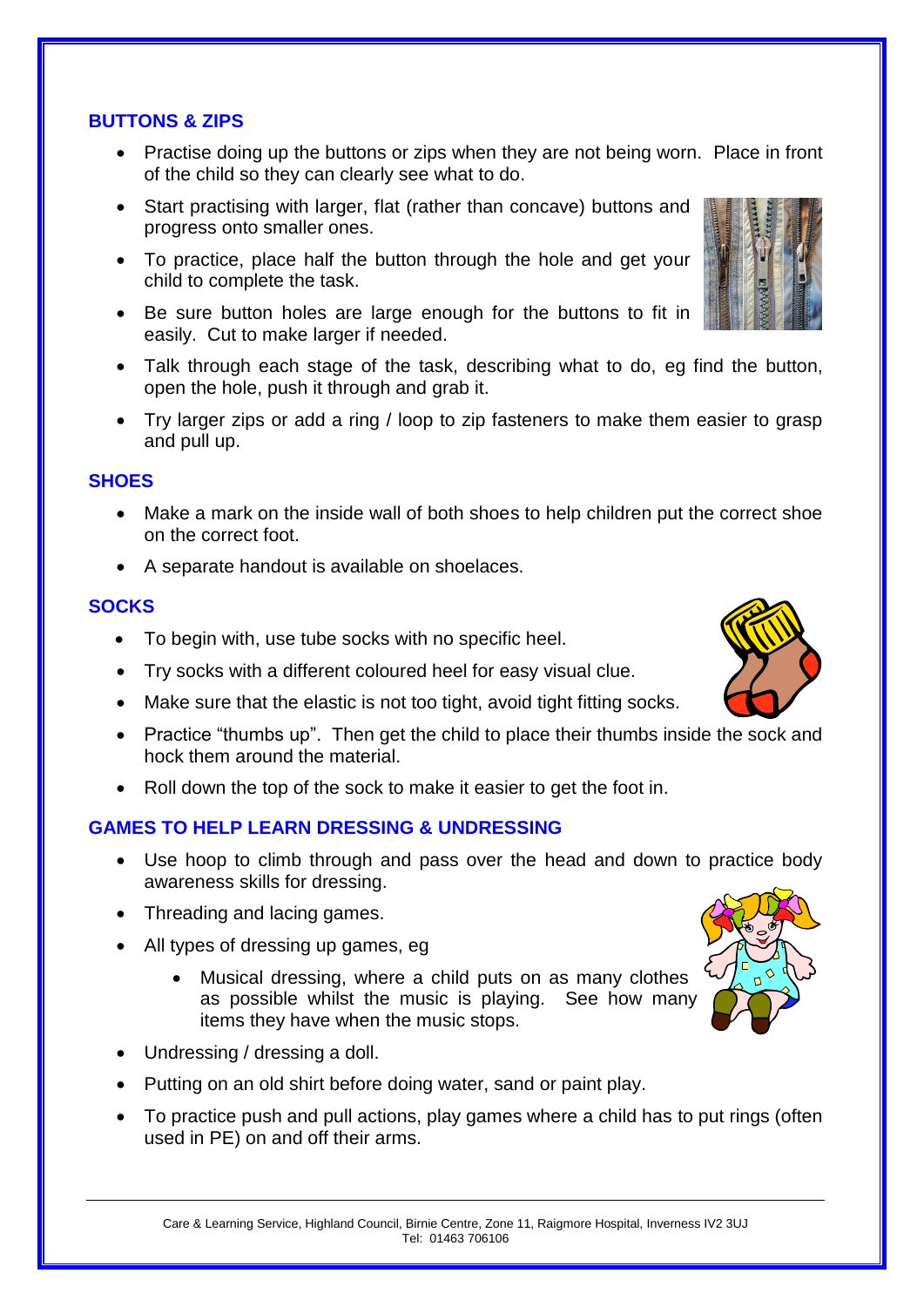## BUTTONS & ZIPS

- Practise doing up the buttons or zips when they are not being worn. Place in front of the child so they can clearly see what to do.
- Start practising with larger, flat (rather than concave) buttons and progress onto smaller ones.
- To practice, place half the button through the hole and get your child to complete the task.
- Be sure button holes are large enough for the buttons to fit in easily. Cut to make larger if needed.
- Talk through each stage of the task, describing what to do, eg find the button, open the hole, push it through and grab it.
- Try larger zips or add a ring / loop to zip fasteners to make them easier to grasp and pull up.

## SHOES

- Make a mark on the inside wall of both shoes to help children put the correct shoe on the correct foot.
- A separate handout is available on shoelaces.

## SOCKS

- To begin with, use tube socks with no specific heel.
- Try socks with a different coloured heel for easy visual clue.
- Make sure that the elastic is not too tight, avoid tight fitting socks.
- Practice "thumbs up". Then get the child to place their thumbs inside the sock and hock them around the material.
- Roll down the top of the sock to make it easier to get the foot in.

## GAMES TO HELP LEARN DRESSING & UNDRESSING

- Use hoop to climb through and pass over the head and down to practice body awareness skills for dressing.
- Threading and lacing games.
- All types of dressing up games, eg
  - Musical dressing, where a child puts on as many clothes as possible whilst the music is playing. See how many items they have when the music stops.
- Undressing / dressing a doll.
- Putting on an old shirt before doing water, sand or paint play.
- To practice push and pull actions, play games where a child has to put rings (often used in PE) on and off their arms.

Care & Learning Service, Highland Council, Birnie Centre, Zone 11, Raigmore Hospital, Inverness IV2 3UJ
Tel: 01463 706106